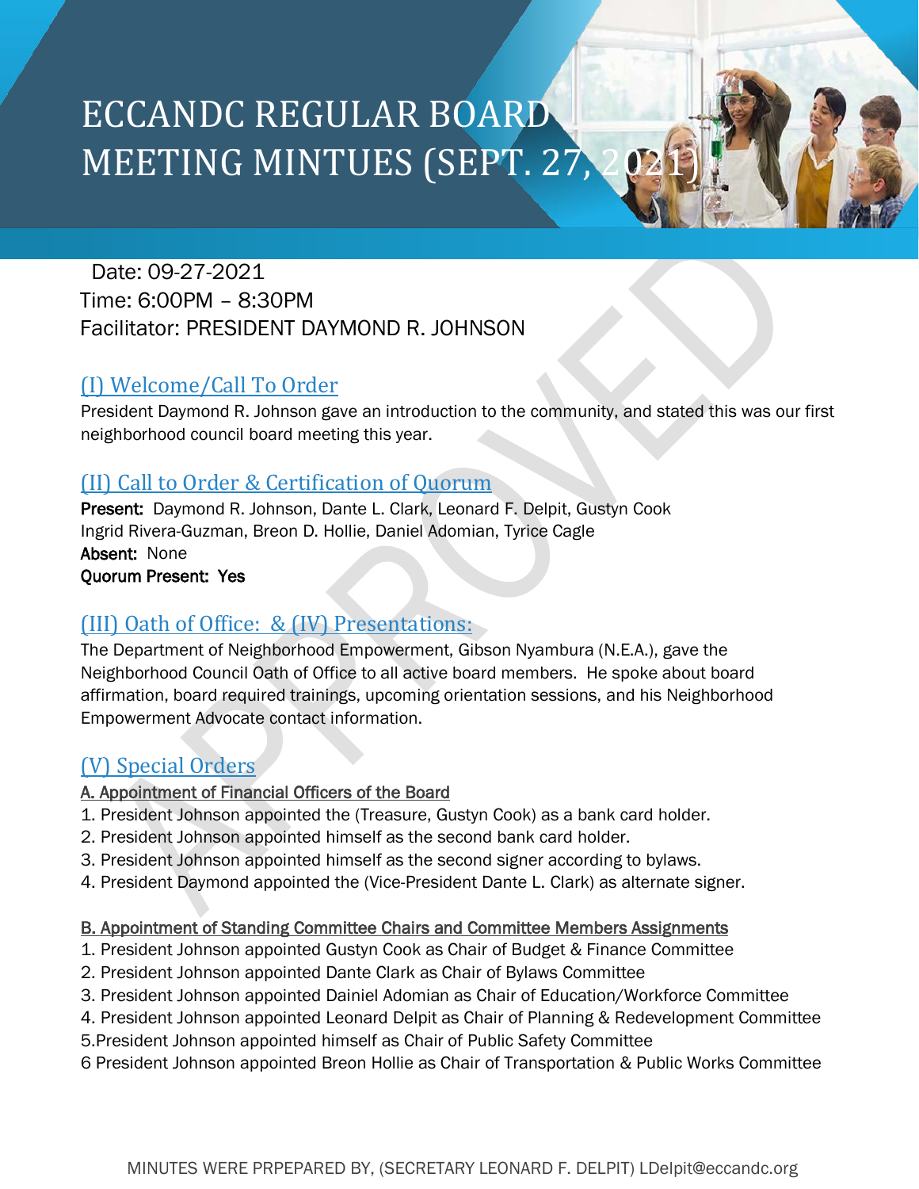# ECCANDC REGULAR BOARD MEETING MINTUES (SEPT. 27, 2021)

Date: 09-27-2021
Time: 6:00PM – 8:30PM
Facilitator: PRESIDENT DAYMOND R. JOHNSON

## (I) Welcome/Call To Order

President Daymond R. Johnson gave an introduction to the community, and stated this was our first neighborhood council board meeting this year.

## (II) Call to Order & Certification of Quorum

**Present:** Daymond R. Johnson, Dante L. Clark, Leonard F. Delpit, Gustyn Cook Ingrid Rivera-Guzman, Breon D. Hollie, Daniel Adomian, Tyrice Cagle
**Absent:** None
**Quorum Present: Yes**

## (III) Oath of Office: & (IV) Presentations:

The Department of Neighborhood Empowerment, Gibson Nyambura (N.E.A.), gave the Neighborhood Council Oath of Office to all active board members. He spoke about board affirmation, board required trainings, upcoming orientation sessions, and his Neighborhood Empowerment Advocate contact information.

## (V) Special Orders

**A. Appointment of Financial Officers of the Board**

1. President Johnson appointed the (Treasure, Gustyn Cook) as a bank card holder.
2. President Johnson appointed himself as the second bank card holder.
3. President Johnson appointed himself as the second signer according to bylaws.
4. President Daymond appointed the (Vice-President Dante L. Clark) as alternate signer.

**B. Appointment of Standing Committee Chairs and Committee Members Assignments**

1. President Johnson appointed Gustyn Cook as Chair of Budget & Finance Committee
2. President Johnson appointed Dante Clark as Chair of Bylaws Committee
3. President Johnson appointed Dainiel Adomian as Chair of Education/Workforce Committee
4. President Johnson appointed Leonard Delpit as Chair of Planning & Redevelopment Committee
5. President Johnson appointed himself as Chair of Public Safety Committee
6. President Johnson appointed Breon Hollie as Chair of Transportation & Public Works Committee

MINUTES WERE PRPEPARED BY, (SECRETARY LEONARD F. DELPIT) LDelpit@eccandc.org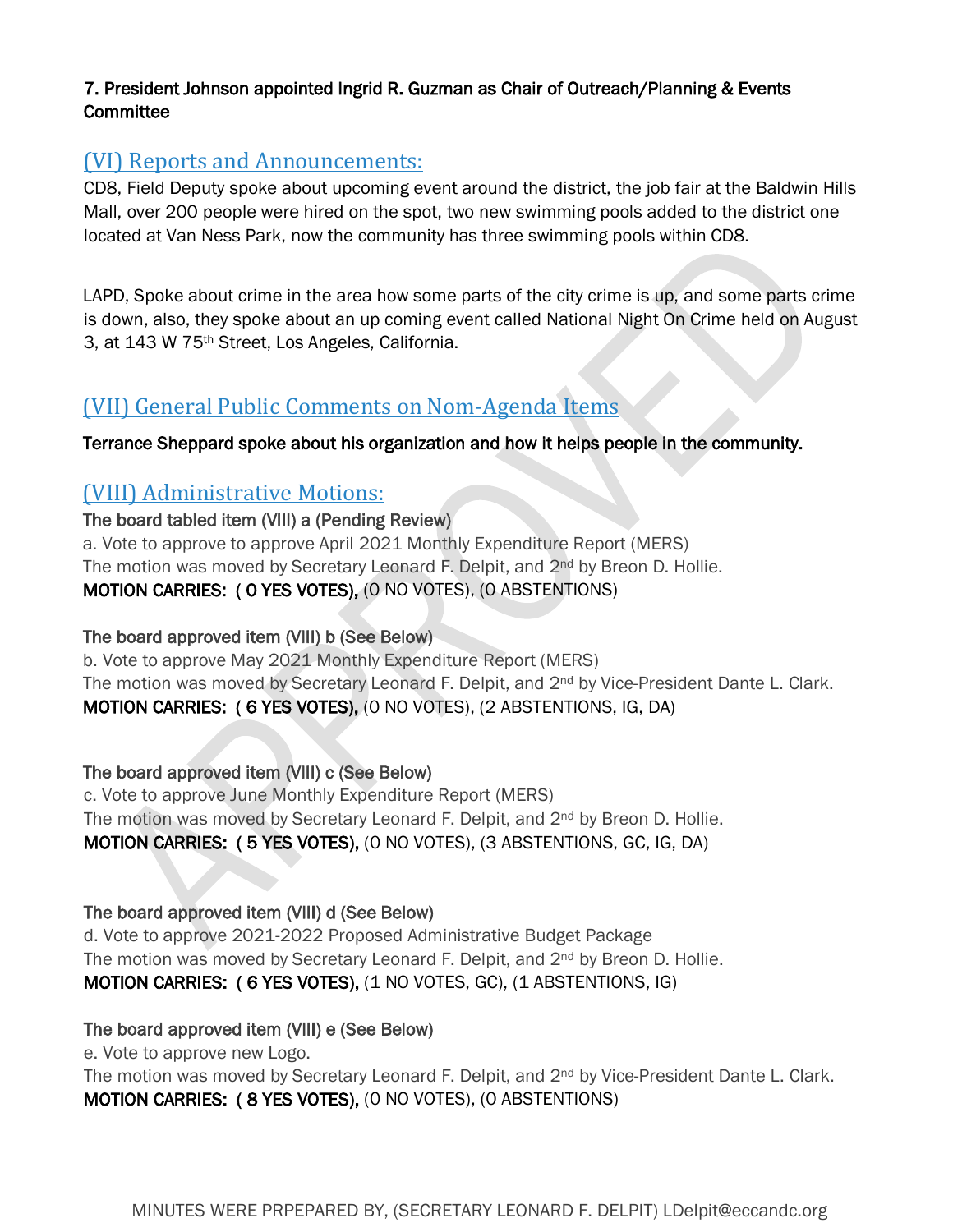**7. President Johnson appointed Ingrid R. Guzman as Chair of Outreach/Planning & Events Committee**

## (VI) Reports and Announcements:

CD8, Field Deputy spoke about upcoming event around the district, the job fair at the Baldwin Hills Mall, over 200 people were hired on the spot, two new swimming pools added to the district one located at Van Ness Park, now the community has three swimming pools within CD8.

LAPD, Spoke about crime in the area how some parts of the city crime is up, and some parts crime is down, also, they spoke about an up coming event called National Night On Crime held on August 3, at 143 W 75th Street, Los Angeles, California.

## (VII) General Public Comments on Nom-Agenda Items

**Terrance Sheppard spoke about his organization and how it helps people in the community.**

## (VIII) Administrative Motions:

**The board tabled item (VIII) a (Pending Review)**
a. Vote to approve to approve April 2021 Monthly Expenditure Report (MERS)
The motion was moved by Secretary Leonard F. Delpit, and 2nd by Breon D. Hollie.
**MOTION CARRIES: ( 0 YES VOTES),** (0 NO VOTES), (0 ABSTENTIONS)

**The board approved item (VIII) b (See Below)**
b. Vote to approve May 2021 Monthly Expenditure Report (MERS)
The motion was moved by Secretary Leonard F. Delpit, and 2nd by Vice-President Dante L. Clark.
**MOTION CARRIES: ( 6 YES VOTES),** (0 NO VOTES), (2 ABSTENTIONS, IG, DA)

**The board approved item (VIII) c (See Below)**
c. Vote to approve June Monthly Expenditure Report (MERS)
The motion was moved by Secretary Leonard F. Delpit, and 2nd by Breon D. Hollie.
**MOTION CARRIES: ( 5 YES VOTES),** (0 NO VOTES), (3 ABSTENTIONS, GC, IG, DA)

**The board approved item (VIII) d (See Below)**
d. Vote to approve 2021-2022 Proposed Administrative Budget Package
The motion was moved by Secretary Leonard F. Delpit, and 2nd by Breon D. Hollie.
**MOTION CARRIES: ( 6 YES VOTES),** (1 NO VOTES, GC), (1 ABSTENTIONS, IG)

**The board approved item (VIII) e (See Below)**
e. Vote to approve new Logo.
The motion was moved by Secretary Leonard F. Delpit, and 2nd by Vice-President Dante L. Clark.
**MOTION CARRIES: ( 8 YES VOTES),** (0 NO VOTES), (0 ABSTENTIONS)

MINUTES WERE PRPEPARED BY, (SECRETARY LEONARD F. DELPIT) LDelpit@eccandc.org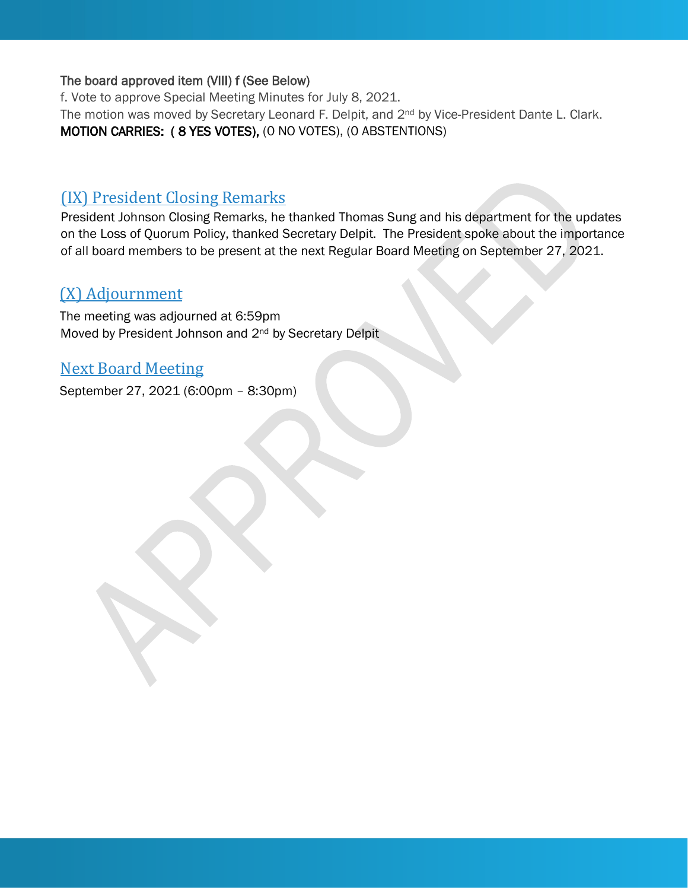**The board approved item (VIII) f (See Below)**

f. Vote to approve Special Meeting Minutes for July 8, 2021.

The motion was moved by Secretary Leonard F. Delpit, and 2nd by Vice-President Dante L. Clark.

**MOTION CARRIES: ( 8 YES VOTES),** (0 NO VOTES), (0 ABSTENTIONS)

## (IX) President Closing Remarks

President Johnson Closing Remarks, he thanked Thomas Sung and his department for the updates on the Loss of Quorum Policy, thanked Secretary Delpit. The President spoke about the importance of all board members to be present at the next Regular Board Meeting on September 27, 2021.

## (X) Adjournment

The meeting was adjourned at 6:59pm
Moved by President Johnson and 2nd by Secretary Delpit

## Next Board Meeting

September 27, 2021 (6:00pm – 8:30pm)

APPROVED